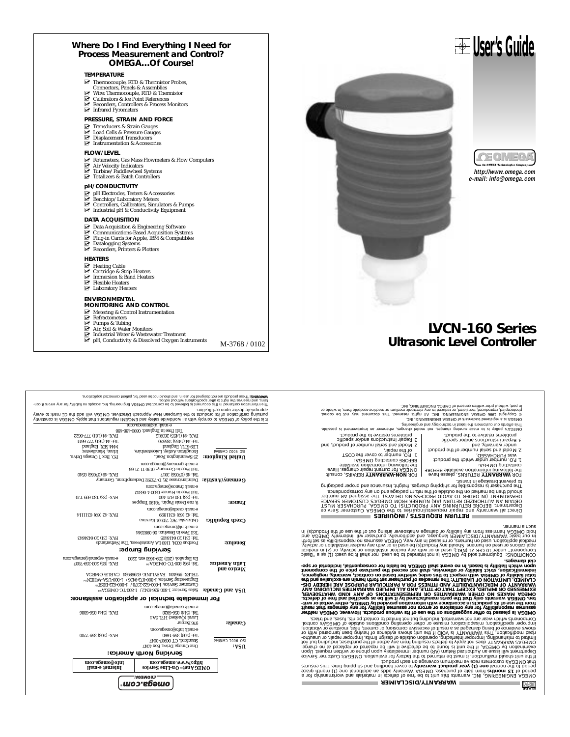# Where Do I Find Everything I Need for Process Measurement and Control? OMEGA...Of Course!

### TEMPERATURE

- Thermocouple, RTD & Thermistor Probes, Connectors, Panels & Assemblies
- Wire: Thermocouple, RTD & Thermistor
- Calibrators & Ice Point References
- Recorders, Controllers & Process Monitors
- Infrared Pyrometers

### PRESSURE, STRAIN AND FORCE

- Transducers & Strain Gauges
- Load Cells & Pressure Gauges
- Displacement Transducers
- Instrumentation & Accessories

### FLOW/LEVEL

- Rotameters, Gas Mass Flowmeters & Flow Computers
- Air Velocity Indicators
- Turbine/Paddlewheel Systems
- Totalizers & Batch Controllers

### pH/CONDUCTIVITY

- pH Electrodes, Testers & Accessories
- Benchtop/Laboratory Meters
- Controllers, Calibrators, Simulators & Pumps
- Industrial pH & Conductivity Equipment

### DATA ACQUISITION

- Data Acquisition & Engineering Software
- Communications-Based Acquisition Systems
- Plug-in Cards for Apple, IBM & Compatibles
- Datalogging Systems
- Recorders, Printers & Plotters

### HEATERS

- Heating Cable
- Cartridge & Strip Heaters
- Immersion & Band Heaters
- Flexible Heaters
- Laboratory Heaters

### ENVIRONMENTAL MONITORING AND CONTROL

- Metering & Control Instrumentation
- Refractometers
- Pumps & Tubing
- Air, Soil & Water Monitors
- Industrial Water & Wastewater Treatment
- pH, Conductivity & Dissolved Oxygen Instruments

M-3768 / 0102

# User's Guide

OMEGA — An OMEGA Technologies Company

*http://www.omega.com*
*e-mail: info@omega.com*

# LVCN-160 Series
## Ultrasonic Level Controller

---

omega.com®

| OMEGAnet℠ On-Line Service | Internet e-mail |
|---|---|
| http://www.omega.com | info@omega.com |

### Servicing North America:

**USA:** ISO 9001 Certified — One Omega Drive, Box 4047, Stamford, CT 06907-0047. Tel: (203) 359-1660. FAX: (203) 359-7700. e-mail: info@omega.com

**Canada:** 976 Bergar, Laval (Quebec) H7L 5A1. Tel: (514) 856-6928. FAX: (514) 856-6886. e-mail: canada@omega.com

### For immediate technical or application assistance:

**USA and Canada:** Sales Service: 1-800-826-6342 / 1-800-TC-OMEGA℠. Customer Service: 1-800-622-2378 / 1-800-622-BEST℠. Engineering Service: 1-800-872-9436 / 1-800-USA-WHEN℠. TELEX: 996404 EASYLINK: 62968934 CABLE: OMEGA

**Mexico and Latin America:** Tel: (95) 800-TC-OMEGA℠. FAX: (95) 203-359-7807. En Español: (203) 359-1660 ext: 2203. e-mail: espanol@omega.com

### Servicing Europe:

**Benelux:** Postbus 8034, 1180 LA Amstelveen, The Netherlands. Tel: (31) 20 6418405. FAX: (31) 20 6434643. Toll Free in Benelux: 06 0993344. e-mail: nl@omega.com

**Czech Republic:** Ostravska 767, 733 01 Karvina. Tel: 42 (69) 6311899. FAX: 42 (69) 6311114. e-mail: czech@omega.com

**France:** 9, rue Denis Papin, 78190 Trappes. Tel: (33) 130-621-400. FAX: (33) 130-699-120. Toll Free in France: 0800-4-06342. e-mail: france@omega.com

**Germany/Austria:** Daimlerstrasse 26, D-75392 Deckenpfronn, Germany. Tel: 49 (07056) 3017. FAX: 49 (07056) 8540. Toll Free in Germany: 0130 11 21 66. e-mail: germany@omega.com

**United Kingdom:** ISO 9002 Certified — 25 Swannington Road, Broughton Astley, Leicestershire, LE9 6TU, England. Tel: 44 (1455) 285520. FAX: 44 (1455) 283912. P.O. Box 7, Omega Drive, Irlam, Manchester, M44 5EX, England. Tel: 44 (161) 777-6611. FAX: 44 (161) 777-6622. Toll Free in England: 0800-488-488. e-mail: uk@omega.com

It is the policy of OMEGA to comply with all worldwide safety and EMC/EMI regulations that apply. OMEGA is constantly pursuing certification of its products to the European New Approach Directives. OMEGA will add the CE mark to every appropriate device upon certification.

The information contained in this document is believed to be correct but OMEGA Engineering, Inc. accepts no liability for any errors it contains, and reserves the right to alter specifications without notice.

**WARNING:** These products are not designed for use in, and should not be used for, patient connected applications.

---

## WARRANTY/DISCLAIMER

OMEGA ENGINEERING, INC. warrants this unit to be free of defects in materials and workmanship for a period of **13 months** from date of purchase. OMEGA Warranty adds an additional one (1) month grace period to the normal **one (1) year product warranty** to cover handling and shipping time. This ensures that OMEGA's customers receive maximum coverage on each product.

If the unit should malfunction, it must be returned to the factory for evaluation. OMEGA's Customer Service Department will issue an Authorized Return (AR) number immediately upon phone or written request. Upon examination by OMEGA, if the unit is found to be defective it will be repaired or replaced at no charge. OMEGA's WARRANTY does not apply to defects resulting from any action of the purchaser, including but not limited to mishandling, improper interfacing, operation outside of design limits, improper repair, or unauthorized modification. This WARRANTY is VOID if the unit shows evidence of having been tampered with or shows evidence of being damaged as a result of excessive corrosion; or current, heat, moisture or vibration; improper specification; misapplication; misuse or other operating conditions outside of OMEGA's control. Components which wear are not warranted, including but not limited to contact points, fuses, and triacs.

**OMEGA is pleased to offer suggestions on the use of its various products. However, OMEGA neither assumes responsibility for any omissions or errors nor assumes liability for any damages that result from the use of its products in accordance with information provided by OMEGA, either verbal or written. OMEGA warrants only that the parts manufactured by it will be as specified and free of defects. OMEGA MAKES NO OTHER WARRANTIES OR REPRESENTATIONS OF ANY KIND WHATSOEVER, EXPRESSED OR IMPLIED, EXCEPT THAT OF TITLE, AND ALL IMPLIED WARRANTIES INCLUDING ANY WARRANTY OF MERCHANTABILITY AND FITNESS FOR A PARTICULAR PURPOSE ARE HEREBY DISCLAIMED. LIMITATION OF LIABILITY: The remedies of purchaser set forth herein are exclusive and the total liability of OMEGA with respect to this order, whether based on contract, warranty, negligence, indemnification, strict liability or otherwise, shall not exceed the purchase price of the component upon which liability is based. In no event shall OMEGA be liable for consequential, incidental or special damages.**

CONDITIONS: Equipment sold by OMEGA is not intended to be used, nor shall it be used: (1) as a "Basic Component" under 10 CFR 21 (NRC), used in or with any nuclear installation or activity; or (2) in medical applications or used on humans. Should any Product(s) be used in or with any nuclear installation or activity, medical application, used on humans, or misused in any way, OMEGA assumes no responsibility as set forth in our basic WARRANTY/DISCLAIMER language, and additionally, purchaser will indemnify OMEGA and hold OMEGA harmless from any liability or damage whatsoever arising out of the use of the Product(s) in such a manner.

## RETURN REQUESTS/INQUIRIES

Direct all warranty and repair requests/inquiries to the OMEGA Customer Service Department. BEFORE RETURNING ANY PRODUCT(S) TO OMEGA, PURCHASER MUST OBTAIN AN AUTHORIZED RETURN (AR) NUMBER FROM OMEGA'S CUSTOMER SERVICE DEPARTMENT (IN ORDER TO AVOID PROCESSING DELAYS). The assigned AR number should then be marked on the outside of the return package and on any correspondence.

The purchaser is responsible for shipping charges, freight, insurance and proper packaging to prevent breakage in transit.

FOR **WARRANTY** RETURNS, please have the following information available BEFORE contacting OMEGA:
1. P.O. number under which the product was PURCHASED,
2. Model and serial number of the product under warranty, and
3. Repair instructions and/or specific problems relative to the product.

FOR **NON-WARRANTY** REPAIRS, consult OMEGA for current repair charges. Have the following information available BEFORE contacting OMEGA:
1. P.O. number to cover the COST of the repair,
2. Model and serial number of product, and
3. Repair instructions and/or specific problems relative to the product.

OMEGA's policy is to make running changes, not model changes, whenever an improvement is possible. This affords our customers the latest in technology and engineering.

OMEGA is a registered trademark of OMEGA ENGINEERING, INC.

© Copyright 1996 OMEGA ENGINEERING, INC. All rights reserved. This document may not be copied, photocopied, reproduced, translated, or reduced to any electronic medium or machine-readable form, in whole or in part, without prior written consent of OMEGA ENGINEERING, INC.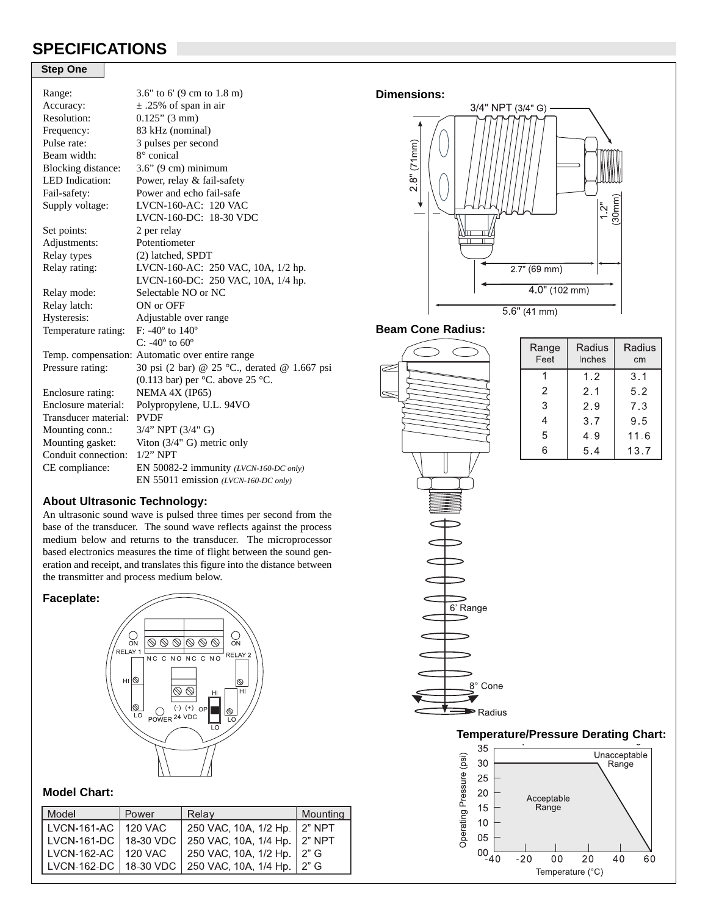# SPECIFICATIONS

**Step One**

| | |
|---|---|
| Range: | 3.6" to 6' (9 cm to 1.8 m) |
| Accuracy: | ± .25% of span in air |
| Resolution: | 0.125” (3 mm) |
| Frequency: | 83 kHz (nominal) |
| Pulse rate: | 3 pulses per second |
| Beam width: | 8° conical |
| Blocking distance: | 3.6” (9 cm) minimum |
| LED Indication: | Power, relay & fail-safety |
| Fail-safety: | Power and echo fail-safe |
| Supply voltage: | LVCN-160-AC: 120 VAC<br>LVCN-160-DC: 18-30 VDC |
| Set points: | 2 per relay |
| Adjustments: | Potentiometer |
| Relay types | (2) latched, SPDT |
| Relay rating: | LVCN-160-AC: 250 VAC, 10A, 1/2 hp.<br>LVCN-160-DC: 250 VAC, 10A, 1/4 hp. |
| Relay mode: | Selectable NO or NC |
| Relay latch: | ON or OFF |
| Hysteresis: | Adjustable over range |
| Temperature rating: | F: -40º to 140º<br>C: -40º to 60º |
| Temp. compensation: | Automatic over entire range |
| Pressure rating: | 30 psi (2 bar) @ 25 °C., derated @ 1.667 psi (0.113 bar) per °C. above 25 °C. |
| Enclosure rating: | NEMA 4X (IP65) |
| Enclosure material: | Polypropylene, U.L. 94VO |
| Transducer material: | PVDF |
| Mounting conn.: | 3/4” NPT (3/4" G) |
| Mounting gasket: | Viton (3/4" G) metric only |
| Conduit connection: | 1/2” NPT |
| CE compliance: | EN 50082-2 immunity *(LVCN-160-DC only)*<br>EN 55011 emission *(LVCN-160-DC only)* |

### About Ultrasonic Technology:

An ultrasonic sound wave is pulsed three times per second from the base of the transducer. The sound wave reflects against the process medium below and returns to the transducer. The microprocessor based electronics measures the time of flight between the sound generation and receipt, and translates this figure into the distance between the transmitter and process medium below.

### Faceplate:

ON RELAY 1 — NC C NO NC C NO — ON RELAY 2
HI / LO — (-) (+) 24 VDC — POWER — OP — HI / LO

### Model Chart:

| Model | Power | Relay | Mounting |
|---|---|---|---|
| LVCN-161-AC | 120 VAC | 250 VAC, 10A, 1/2 Hp. | 2” NPT |
| LVCN-161-DC | 18-30 VDC | 250 VAC, 10A, 1/4 Hp. | 2” NPT |
| LVCN-162-AC | 120 VAC | 250 VAC, 10A, 1/2 Hp. | 2” G |
| LVCN-162-DC | 18-30 VDC | 250 VAC, 10A, 1/4 Hp. | 2” G |

### Dimensions:

3/4" NPT (3/4" G)
2.8" (71mm)
1.2" (30mm)
2.7” (69 mm)
4.0" (102 mm)
5.6" (41 mm)

### Beam Cone Radius:

| Range Feet | Radius Inches | Radius cm |
|---|---|---|
| 1 | 1.2 | 3.1 |
| 2 | 2.1 | 5.2 |
| 3 | 2.9 | 7.3 |
| 4 | 3.7 | 9.5 |
| 5 | 4.9 | 11.6 |
| 6 | 5.4 | 13.7 |

6' Range
8° Cone
Radius

### Temperature/Pressure Derating Chart:

Operating Pressure (psi): 00, 05, 10, 15, 20, 25, 30, 35
Temperature (°C): -40, -20, 00, 20, 40, 60
Acceptable Range
Unacceptable Range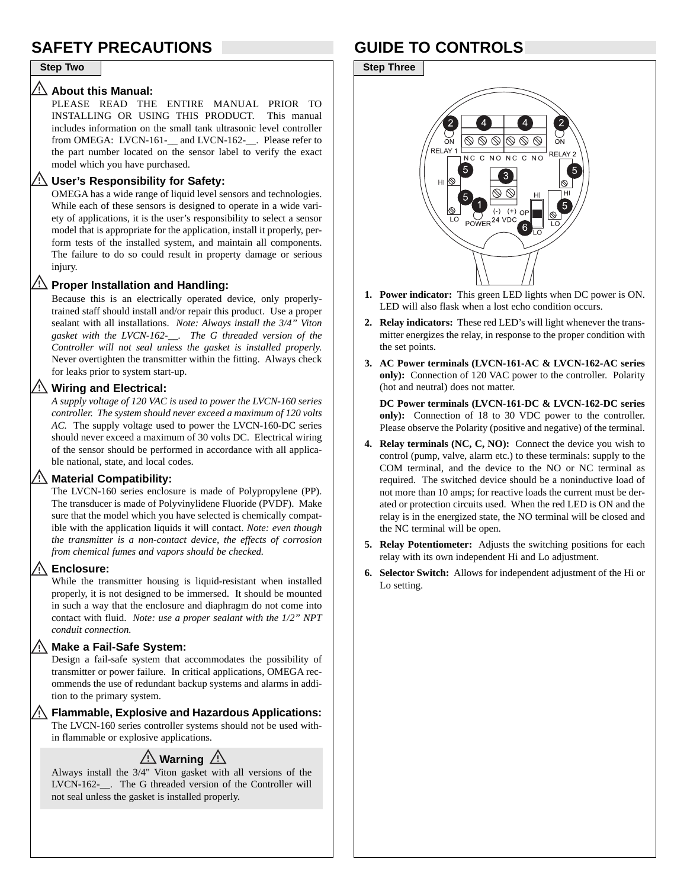## SAFETY PRECAUTIONS

**Step Two**

### ⚠ About this Manual:

PLEASE READ THE ENTIRE MANUAL PRIOR TO INSTALLING OR USING THIS PRODUCT. This manual includes information on the small tank ultrasonic level controller from OMEGA: LVCN-161-__ and LVCN-162-__. Please refer to the part number located on the sensor label to verify the exact model which you have purchased.

### ⚠ User's Responsibility for Safety:

OMEGA has a wide range of liquid level sensors and technologies. While each of these sensors is designed to operate in a wide variety of applications, it is the user's responsibility to select a sensor model that is appropriate for the application, install it properly, perform tests of the installed system, and maintain all components. The failure to do so could result in property damage or serious injury.

### ⚠ Proper Installation and Handling:

Because this is an electrically operated device, only properly-trained staff should install and/or repair this product. Use a proper sealant with all installations. *Note: Always install the 3/4" Viton gasket with the LVCN-162-__. The G threaded version of the Controller will not seal unless the gasket is installed properly.* Never overtighten the transmitter within the fitting. Always check for leaks prior to system start-up.

### ⚠ Wiring and Electrical:

*A supply voltage of 120 VAC is used to power the LVCN-160 series controller. The system should never exceed a maximum of 120 volts AC.* The supply voltage used to power the LVCN-160-DC series should never exceed a maximum of 30 volts DC. Electrical wiring of the sensor should be performed in accordance with all applicable national, state, and local codes.

### ⚠ Material Compatibility:

The LVCN-160 series enclosure is made of Polypropylene (PP). The transducer is made of Polyvinylidene Fluoride (PVDF). Make sure that the model which you have selected is chemically compatible with the application liquids it will contact. *Note: even though the transmitter is a non-contact device, the effects of corrosion from chemical fumes and vapors should be checked.*

### ⚠ Enclosure:

While the transmitter housing is liquid-resistant when installed properly, it is not designed to be immersed. It should be mounted in such a way that the enclosure and diaphragm do not come into contact with fluid. *Note: use a proper sealant with the 1/2" NPT conduit connection.*

### ⚠ Make a Fail-Safe System:

Design a fail-safe system that accommodates the possibility of transmitter or power failure. In critical applications, OMEGA recommends the use of redundant backup systems and alarms in addition to the primary system.

### ⚠ Flammable, Explosive and Hazardous Applications:

The LVCN-160 series controller systems should not be used within flammable or explosive applications.

**⚠ Warning ⚠**

Always install the 3/4" Viton gasket with all versions of the LVCN-162-__. The G threaded version of the Controller will not seal unless the gasket is installed properly.

## GUIDE TO CONTROLS

**Step Three**

1. **Power indicator:** This green LED lights when DC power is ON. LED will also flask when a lost echo condition occurs.
2. **Relay indicators:** These red LED's will light whenever the transmitter energizes the relay, in response to the proper condition with the set points.
3. **AC Power terminals (LVCN-161-AC & LVCN-162-AC series only):** Connection of 120 VAC power to the controller. Polarity (hot and neutral) does not matter.

   **DC Power terminals (LVCN-161-DC & LVCN-162-DC series only):** Connection of 18 to 30 VDC power to the controller. Please observe the Polarity (positive and negative) of the terminal.
4. **Relay terminals (NC, C, NO):** Connect the device you wish to control (pump, valve, alarm etc.) to these terminals: supply to the COM terminal, and the device to the NO or NC terminal as required. The switched device should be a noninductive load of not more than 10 amps; for reactive loads the current must be derated or protection circuits used. When the red LED is ON and the relay is in the energized state, the NO terminal will be closed and the NC terminal will be open.
5. **Relay Potentiometer:** Adjusts the switching positions for each relay with its own independent Hi and Lo adjustment.
6. **Selector Switch:** Allows for independent adjustment of the Hi or Lo setting.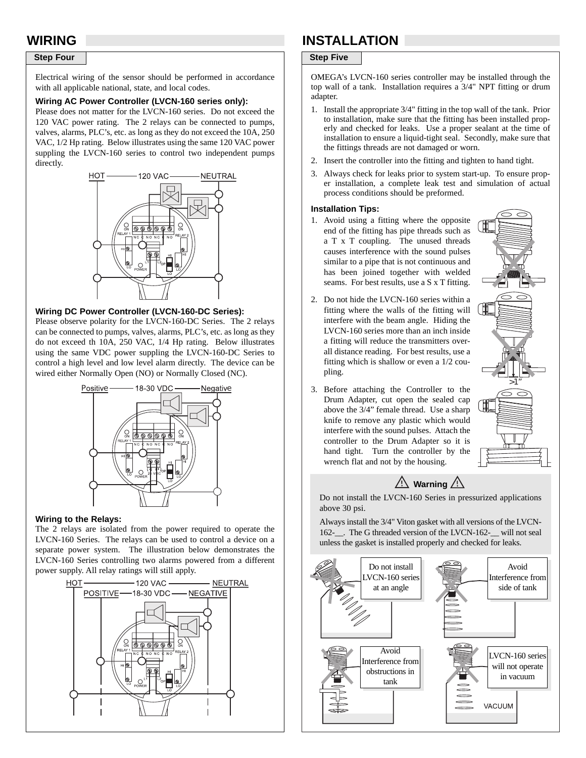# WIRING

## Step Four

Electrical wiring of the sensor should be performed in accordance with all applicable national, state, and local codes.

### Wiring AC Power Controller (LVCN-160 series only):

Please does not matter for the LVCN-160 series. Do not exceed the 120 VAC power rating. The 2 relays can be connected to pumps, valves, alarms, PLC's, etc. as long as they do not exceed the 10A, 250 VAC, 1/2 Hp rating. Below illustrates using the same 120 VAC power suppling the LVCN-160 series to control two independent pumps directly.

### Wiring DC Power Controller (LVCN-160-DC Series):

Please observe polarity for the LVCN-160-DC Series. The 2 relays can be connected to pumps, valves, alarms, PLC's, etc. as long as they do not exceed th 10A, 250 VAC, 1/4 Hp rating. Below illustrates using the same VDC power suppling the LVCN-160-DC Series to control a high level and low level alarm directly. The device can be wired either Normally Open (NO) or Normally Closed (NC).

### Wiring to the Relays:

The 2 relays are isolated from the power required to operate the LVCN-160 Series. The relays can be used to control a device on a separate power system. The illustration below demonstrates the LVCN-160 Series controlling two alarms powered from a different power supply. All relay ratings will still apply.

# INSTALLATION

## Step Five

OMEGA's LVCN-160 series controller may be installed through the top wall of a tank. Installation requires a 3/4" NPT fitting or drum adapter.

1. Install the appropriate 3/4" fitting in the top wall of the tank. Prior to installation, make sure that the fitting has been installed properly and checked for leaks. Use a proper sealant at the time of installation to ensure a liquid-tight seal. Secondly, make sure that the fittings threads are not damaged or worn.
2. Insert the controller into the fitting and tighten to hand tight.
3. Always check for leaks prior to system start-up. To ensure proper installation, a complete leak test and simulation of actual process conditions should be preformed.

### Installation Tips:

1. Avoid using a fitting where the opposite end of the fitting has pipe threads such as a T x T coupling. The unused threads causes interference with the sound pulses similar to a pipe that is not continuous and has been joined together with welded seams. For best results, use a S x T fitting.
2. Do not hide the LVCN-160 series within a fitting where the walls of the fitting will interfere with the beam angle. Hiding the LVCN-160 series more than an inch inside a fitting will reduce the transmitters overall distance reading. For best results, use a fitting which is shallow or even a 1/2 coupling.
3. Before attaching the Controller to the Drum Adapter, cut open the sealed cap above the 3/4" female thread. Use a sharp knife to remove any plastic which would interfere with the sound pulses. Attach the controller to the Drum Adapter so it is hand tight. Turn the controller by the wrench flat and not by the housing.

**⚠ Warning ⚠**

Do not install the LVCN-160 Series in pressurized applications above 30 psi.

Always install the 3/4" Viton gasket with all versions of the LVCN-162-__. The G threaded version of the LVCN-162-__ will not seal unless the gasket is installed properly and checked for leaks.

Do not install LVCN-160 series at an angle

Avoid Interference from side of tank

Avoid Interference from obstructions in tank

LVCN-160 series will not operate in vacuum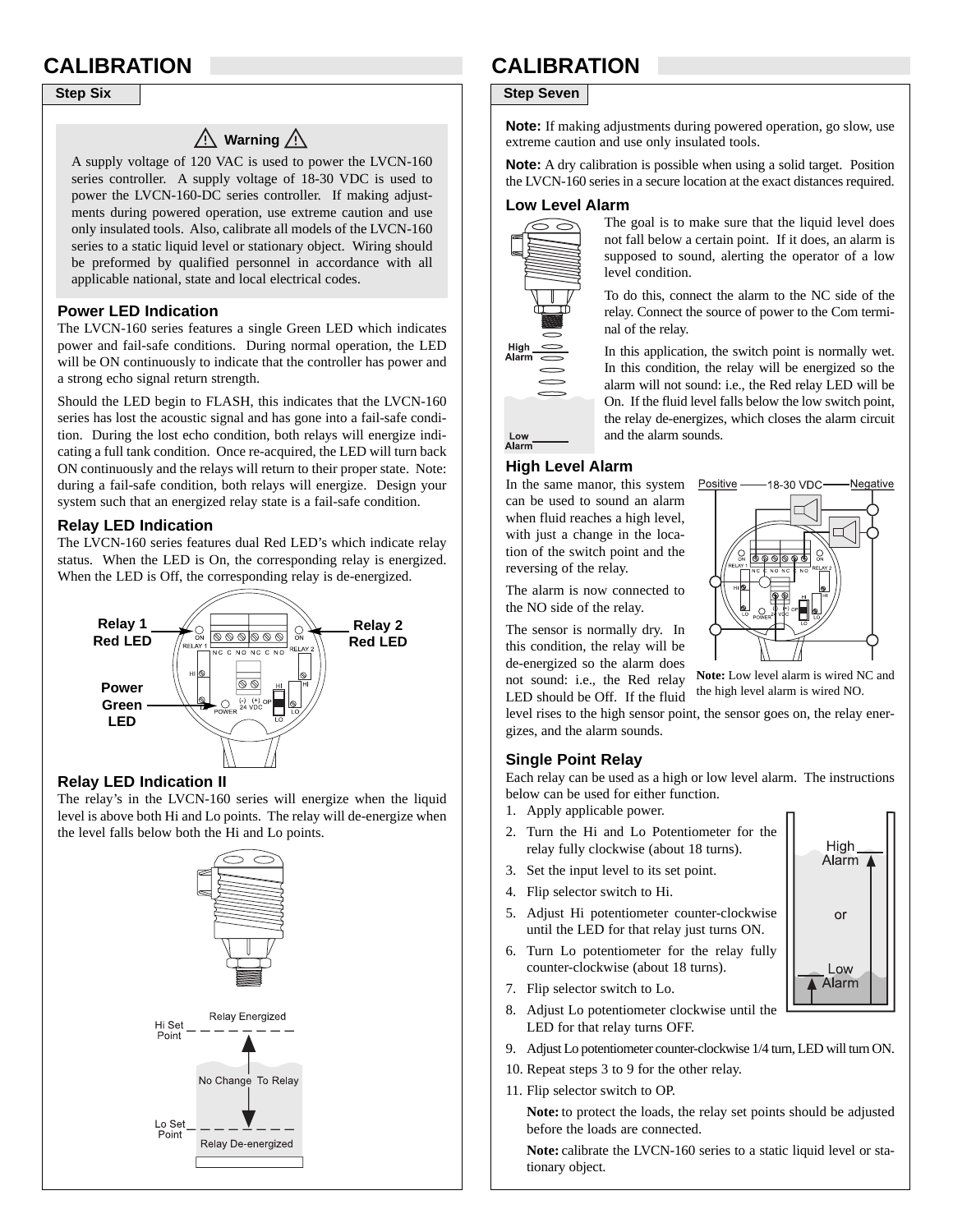# CALIBRATION

## Step Six

**⚠ Warning ⚠**

A supply voltage of 120 VAC is used to power the LVCN-160 series controller. A supply voltage of 18-30 VDC is used to power the LVCN-160-DC series controller. If making adjustments during powered operation, use extreme caution and use only insulated tools. Also, calibrate all models of the LVCN-160 series to a static liquid level or stationary object. Wiring should be preformed by qualified personnel in accordance with all applicable national, state and local electrical codes.

### Power LED Indication

The LVCN-160 series features a single Green LED which indicates power and fail-safe conditions. During normal operation, the LED will be ON continuously to indicate that the controller has power and a strong echo signal return strength.

Should the LED begin to FLASH, this indicates that the LVCN-160 series has lost the acoustic signal and has gone into a fail-safe condition. During the lost echo condition, both relays will energize indicating a full tank condition. Once re-acquired, the LED will turn back ON continuously and the relays will return to their proper state. Note: during a fail-safe condition, both relays will energize. Design your system such that an energized relay state is a fail-safe condition.

### Relay LED Indication

The LVCN-160 series features dual Red LED's which indicate relay status. When the LED is On, the corresponding relay is energized. When the LED is Off, the corresponding relay is de-energized.

Relay 1 Red LED — Relay 2 Red LED — Power Green LED

### Relay LED Indication II

The relay's in the LVCN-160 series will energize when the liquid level is above both Hi and Lo points. The relay will de-energize when the level falls below both the Hi and Lo points.

Hi Set Point — Relay Energized — No Change To Relay — Lo Set Point — Relay De-energized

# CALIBRATION

## Step Seven

**Note:** If making adjustments during powered operation, go slow, use extreme caution and use only insulated tools.

**Note:** A dry calibration is possible when using a solid target. Position the LVCN-160 series in a secure location at the exact distances required.

### Low Level Alarm

The goal is to make sure that the liquid level does not fall below a certain point. If it does, an alarm is supposed to sound, alerting the operator of a low level condition.

To do this, connect the alarm to the NC side of the relay. Connect the source of power to the Com terminal of the relay.

In this application, the switch point is normally wet. In this condition, the relay will be energized so the alarm will not sound: i.e., the Red relay LED will be On. If the fluid level falls below the low switch point, the relay de-energizes, which closes the alarm circuit and the alarm sounds.

### High Level Alarm

In the same manor, this system can be used to sound an alarm when fluid reaches a high level, with just a change in the location of the switch point and the reversing of the relay.

The alarm is now connected to the NO side of the relay.

The sensor is normally dry. In this condition, the relay will be de-energized so the alarm does not sound: i.e., the Red relay LED should be Off. If the fluid level rises to the high sensor point, the sensor goes on, the relay energizes, and the alarm sounds.

**Note:** Low level alarm is wired NC and the high level alarm is wired NO.

### Single Point Relay

Each relay can be used as a high or low level alarm. The instructions below can be used for either function.

1. Apply applicable power.
2. Turn the Hi and Lo Potentiometer for the relay fully clockwise (about 18 turns).
3. Set the input level to its set point.
4. Flip selector switch to Hi.
5. Adjust Hi potentiometer counter-clockwise until the LED for that relay just turns ON.
6. Turn Lo potentiometer for the relay fully counter-clockwise (about 18 turns).
7. Flip selector switch to Lo.
8. Adjust Lo potentiometer clockwise until the LED for that relay turns OFF.
9. Adjust Lo potentiometer counter-clockwise 1/4 turn, LED will turn ON.
10. Repeat steps 3 to 9 for the other relay.
11. Flip selector switch to OP.

**Note:** to protect the loads, the relay set points should be adjusted before the loads are connected.

**Note:** calibrate the LVCN-160 series to a static liquid level or stationary object.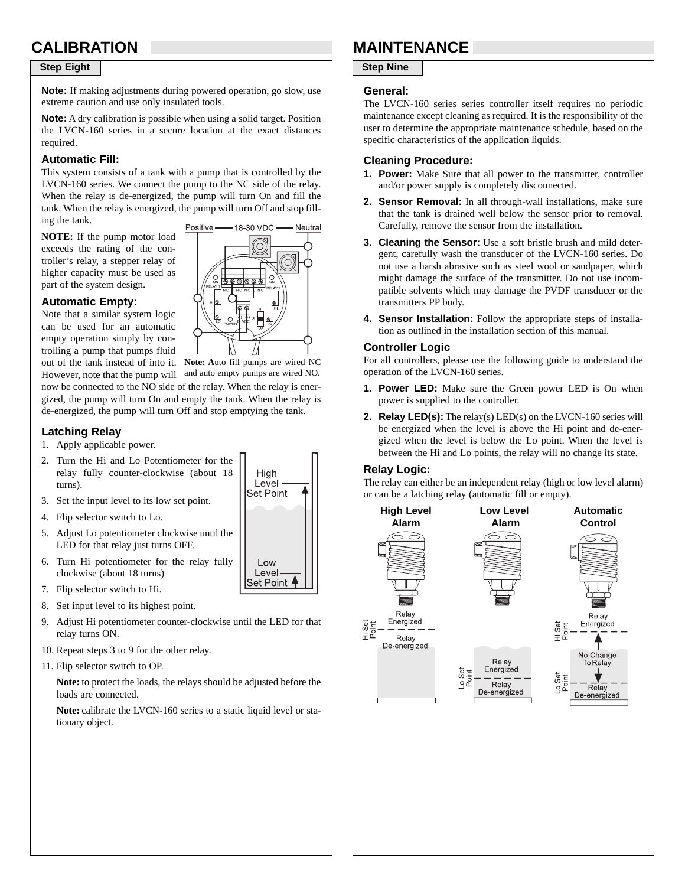# CALIBRATION

## Step Eight

**Note:** If making adjustments during powered operation, go slow, use extreme caution and use only insulated tools.

**Note:** A dry calibration is possible when using a solid target. Position the LVCN-160 series in a secure location at the exact distances required.

### Automatic Fill:

This system consists of a tank with a pump that is controlled by the LVCN-160 series. We connect the pump to the NC side of the relay. When the relay is de-energized, the pump will turn On and fill the tank. When the relay is energized, the pump will turn Off and stop filling the tank.

**NOTE:** If the pump motor load exceeds the rating of the controller's relay, a stepper relay of higher capacity must be used as part of the system design.

Positive
18-30 VDC
Neutral

**Note: A**uto fill pumps are wired NC and auto empty pumps are wired NO.

### Automatic Empty:

Note that a similar system logic can be used for an automatic empty operation simply by controlling a pump that pumps fluid out of the tank instead of into it. However, note that the pump will now be connected to the NO side of the relay. When the relay is energized, the pump will turn On and empty the tank. When the relay is de-energized, the pump will turn Off and stop emptying the tank.

### Latching Relay

1. Apply applicable power.
2. Turn the Hi and Lo Potentiometer for the relay fully counter-clockwise (about 18 turns).
3. Set the input level to its low set point.
4. Flip selector switch to Lo.
5. Adjust Lo potentiometer clockwise until the LED for that relay just turns OFF.
6. Turn Hi potentiometer for the relay fully clockwise (about 18 turns)
7. Flip selector switch to Hi.
8. Set input level to its highest point.
9. Adjust Hi potentiometer counter-clockwise until the LED for that relay turns ON.
10. Repeat steps 3 to 9 for the other relay.
11. Flip selector switch to OP.

    **Note:** to protect the loads, the relays should be adjusted before the loads are connected.

    **Note:** calibrate the LVCN-160 series to a static liquid level or stationary object.

High Level Set Point

Low Level Set Point

# MAINTENANCE

## Step Nine

### General:

The LVCN-160 series series controller itself requires no periodic maintenance except cleaning as required. It is the responsibility of the user to determine the appropriate maintenance schedule, based on the specific characteristics of the application liquids.

### Cleaning Procedure:

1. **Power:** Make Sure that all power to the transmitter, controller and/or power supply is completely disconnected.
2. **Sensor Removal:** In all through-wall installations, make sure that the tank is drained well below the sensor prior to removal. Carefully, remove the sensor from the installation.
3. **Cleaning the Sensor:** Use a soft bristle brush and mild detergent, carefully wash the transducer of the LVCN-160 series. Do not use a harsh abrasive such as steel wool or sandpaper, which might damage the surface of the transmitter. Do not use incompatible solvents which may damage the PVDF transducer or the transmitters PP body.
4. **Sensor Installation:** Follow the appropriate steps of installation as outlined in the installation section of this manual.

### Controller Logic

For all controllers, please use the following guide to understand the operation of the LVCN-160 series.

1. **Power LED:** Make sure the Green power LED is On when power is supplied to the controller.
2. **Relay LED(s):** The relay(s) LED(s) on the LVCN-160 series will be energized when the level is above the Hi point and de-energized when the level is below the Lo point. When the level is between the Hi and Lo points, the relay will no change its state.

### Relay Logic:

The relay can either be an independent relay (high or low level alarm) or can be a latching relay (automatic fill or empty).

**High Level Alarm**

Hi Set Point
Relay Energized
Relay De-energized

**Low Level Alarm**

Lo Set Point
Relay Energized
Relay De-energized

**Automatic Control**

Hi Set Point
Relay Energized
No Change To Relay
Lo Set Point
Relay De-energized